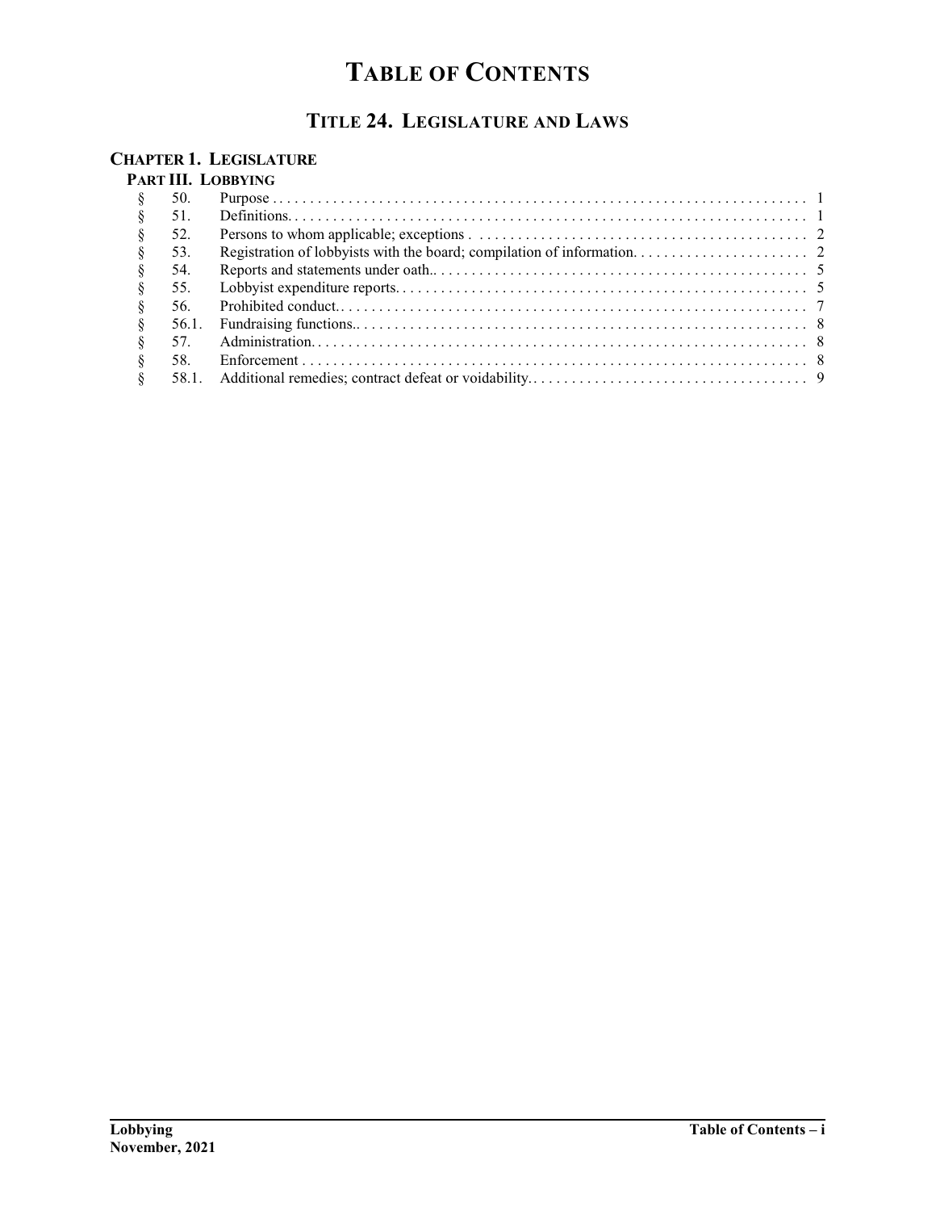# TABLE OF CONTENTS

## TITLE 24. LEGISLATURE AND LAWS

### CHAPTER 1. LEGISLATURE

#### PART III. LOBBYING

| | | | |
|---|---|---|---|
| § | 50. | Purpose | 1 |
| § | 51. | Definitions. | 1 |
| § | 52. | Persons to whom applicable; exceptions | 2 |
| § | 53. | Registration of lobbyists with the board; compilation of information. | 2 |
| § | 54. | Reports and statements under oath. | 5 |
| § | 55. | Lobbyist expenditure reports. | 5 |
| § | 56. | Prohibited conduct. | 7 |
| § | 56.1. | Fundraising functions. | 8 |
| § | 57. | Administration. | 8 |
| § | 58. | Enforcement | 8 |
| § | 58.1. | Additional remedies; contract defeat or voidability. | 9 |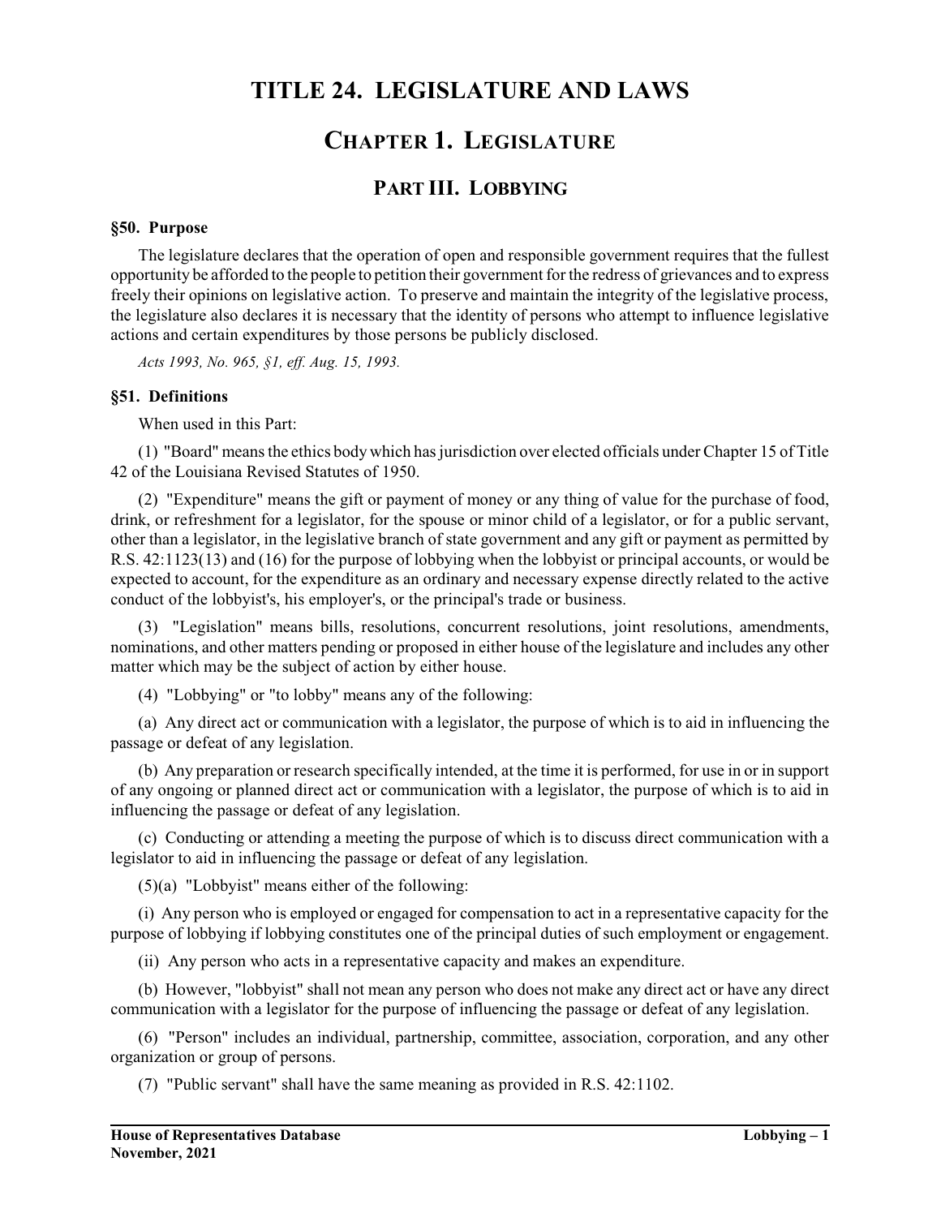# TITLE 24. LEGISLATURE AND LAWS

## CHAPTER 1. LEGISLATURE

### PART III. LOBBYING

**§50. Purpose**

The legislature declares that the operation of open and responsible government requires that the fullest opportunity be afforded to the people to petition their government for the redress of grievances and to express freely their opinions on legislative action. To preserve and maintain the integrity of the legislative process, the legislature also declares it is necessary that the identity of persons who attempt to influence legislative actions and certain expenditures by those persons be publicly disclosed.

*Acts 1993, No. 965, §1, eff. Aug. 15, 1993.*

**§51. Definitions**

When used in this Part:

(1) "Board" means the ethics body which has jurisdiction over elected officials under Chapter 15 of Title 42 of the Louisiana Revised Statutes of 1950.

(2) "Expenditure" means the gift or payment of money or any thing of value for the purchase of food, drink, or refreshment for a legislator, for the spouse or minor child of a legislator, or for a public servant, other than a legislator, in the legislative branch of state government and any gift or payment as permitted by R.S. 42:1123(13) and (16) for the purpose of lobbying when the lobbyist or principal accounts, or would be expected to account, for the expenditure as an ordinary and necessary expense directly related to the active conduct of the lobbyist's, his employer's, or the principal's trade or business.

(3) "Legislation" means bills, resolutions, concurrent resolutions, joint resolutions, amendments, nominations, and other matters pending or proposed in either house of the legislature and includes any other matter which may be the subject of action by either house.

(4) "Lobbying" or "to lobby" means any of the following:

(a) Any direct act or communication with a legislator, the purpose of which is to aid in influencing the passage or defeat of any legislation.

(b) Any preparation or research specifically intended, at the time it is performed, for use in or in support of any ongoing or planned direct act or communication with a legislator, the purpose of which is to aid in influencing the passage or defeat of any legislation.

(c) Conducting or attending a meeting the purpose of which is to discuss direct communication with a legislator to aid in influencing the passage or defeat of any legislation.

(5)(a) "Lobbyist" means either of the following:

(i) Any person who is employed or engaged for compensation to act in a representative capacity for the purpose of lobbying if lobbying constitutes one of the principal duties of such employment or engagement.

(ii) Any person who acts in a representative capacity and makes an expenditure.

(b) However, "lobbyist" shall not mean any person who does not make any direct act or have any direct communication with a legislator for the purpose of influencing the passage or defeat of any legislation.

(6) "Person" includes an individual, partnership, committee, association, corporation, and any other organization or group of persons.

(7) "Public servant" shall have the same meaning as provided in R.S. 42:1102.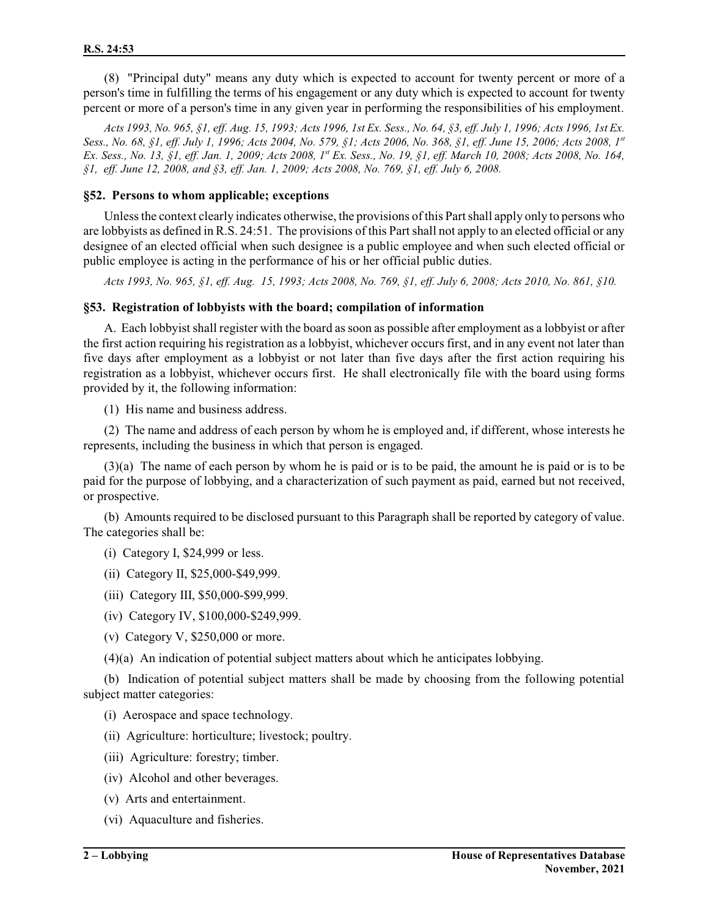(8) "Principal duty" means any duty which is expected to account for twenty percent or more of a person's time in fulfilling the terms of his engagement or any duty which is expected to account for twenty percent or more of a person's time in any given year in performing the responsibilities of his employment.

*Acts 1993, No. 965, §1, eff. Aug. 15, 1993; Acts 1996, 1st Ex. Sess., No. 64, §3, eff. July 1, 1996; Acts 1996, 1st Ex. Sess., No. 68, §1, eff. July 1, 1996; Acts 2004, No. 579, §1; Acts 2006, No. 368, §1, eff. June 15, 2006; Acts 2008, 1st Ex. Sess., No. 13, §1, eff. Jan. 1, 2009; Acts 2008, 1st Ex. Sess., No. 19, §1, eff. March 10, 2008; Acts 2008, No. 164, §1, eff. June 12, 2008, and §3, eff. Jan. 1, 2009; Acts 2008, No. 769, §1, eff. July 6, 2008.*

### §52. Persons to whom applicable; exceptions

Unless the context clearly indicates otherwise, the provisions of this Part shall apply only to persons who are lobbyists as defined in R.S. 24:51. The provisions of this Part shall not apply to an elected official or any designee of an elected official when such designee is a public employee and when such elected official or public employee is acting in the performance of his or her official public duties.

*Acts 1993, No. 965, §1, eff. Aug. 15, 1993; Acts 2008, No. 769, §1, eff. July 6, 2008; Acts 2010, No. 861, §10.*

### §53. Registration of lobbyists with the board; compilation of information

A. Each lobbyist shall register with the board as soon as possible after employment as a lobbyist or after the first action requiring his registration as a lobbyist, whichever occurs first, and in any event not later than five days after employment as a lobbyist or not later than five days after the first action requiring his registration as a lobbyist, whichever occurs first. He shall electronically file with the board using forms provided by it, the following information:

(1) His name and business address.

(2) The name and address of each person by whom he is employed and, if different, whose interests he represents, including the business in which that person is engaged.

(3)(a) The name of each person by whom he is paid or is to be paid, the amount he is paid or is to be paid for the purpose of lobbying, and a characterization of such payment as paid, earned but not received, or prospective.

(b) Amounts required to be disclosed pursuant to this Paragraph shall be reported by category of value. The categories shall be:

(i) Category I, $24,999 or less.

(ii) Category II, $25,000-$49,999.

(iii) Category III, $50,000-$99,999.

(iv) Category IV, $100,000-$249,999.

(v) Category V, $250,000 or more.

(4)(a) An indication of potential subject matters about which he anticipates lobbying.

(b) Indication of potential subject matters shall be made by choosing from the following potential subject matter categories:

(i) Aerospace and space technology.

(ii) Agriculture: horticulture; livestock; poultry.

(iii) Agriculture: forestry; timber.

(iv) Alcohol and other beverages.

(v) Arts and entertainment.

(vi) Aquaculture and fisheries.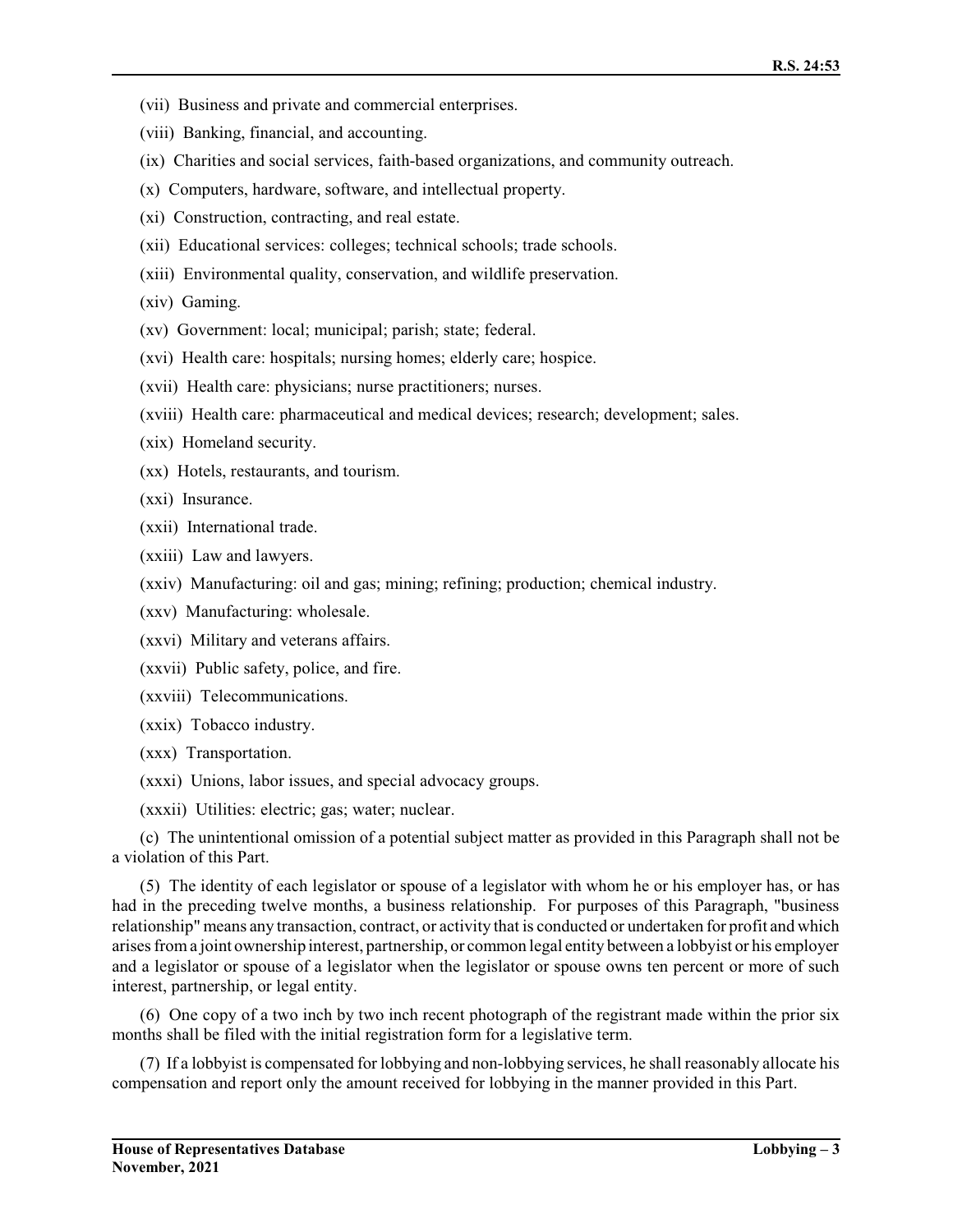(vii) Business and private and commercial enterprises.

(viii) Banking, financial, and accounting.

(ix) Charities and social services, faith-based organizations, and community outreach.

(x) Computers, hardware, software, and intellectual property.

(xi) Construction, contracting, and real estate.

(xii) Educational services: colleges; technical schools; trade schools.

(xiii) Environmental quality, conservation, and wildlife preservation.

(xiv) Gaming.

(xv) Government: local; municipal; parish; state; federal.

(xvi) Health care: hospitals; nursing homes; elderly care; hospice.

(xvii) Health care: physicians; nurse practitioners; nurses.

(xviii) Health care: pharmaceutical and medical devices; research; development; sales.

(xix) Homeland security.

(xx) Hotels, restaurants, and tourism.

(xxi) Insurance.

(xxii) International trade.

(xxiii) Law and lawyers.

(xxiv) Manufacturing: oil and gas; mining; refining; production; chemical industry.

(xxv) Manufacturing: wholesale.

(xxvi) Military and veterans affairs.

(xxvii) Public safety, police, and fire.

(xxviii) Telecommunications.

(xxix) Tobacco industry.

(xxx) Transportation.

(xxxi) Unions, labor issues, and special advocacy groups.

(xxxii) Utilities: electric; gas; water; nuclear.

(c) The unintentional omission of a potential subject matter as provided in this Paragraph shall not be a violation of this Part.

(5) The identity of each legislator or spouse of a legislator with whom he or his employer has, or has had in the preceding twelve months, a business relationship. For purposes of this Paragraph, "business relationship" means any transaction, contract, or activity that is conducted or undertaken for profit and which arises from a joint ownership interest, partnership, or common legal entity between a lobbyist or his employer and a legislator or spouse of a legislator when the legislator or spouse owns ten percent or more of such interest, partnership, or legal entity.

(6) One copy of a two inch by two inch recent photograph of the registrant made within the prior six months shall be filed with the initial registration form for a legislative term.

(7) If a lobbyist is compensated for lobbying and non-lobbying services, he shall reasonably allocate his compensation and report only the amount received for lobbying in the manner provided in this Part.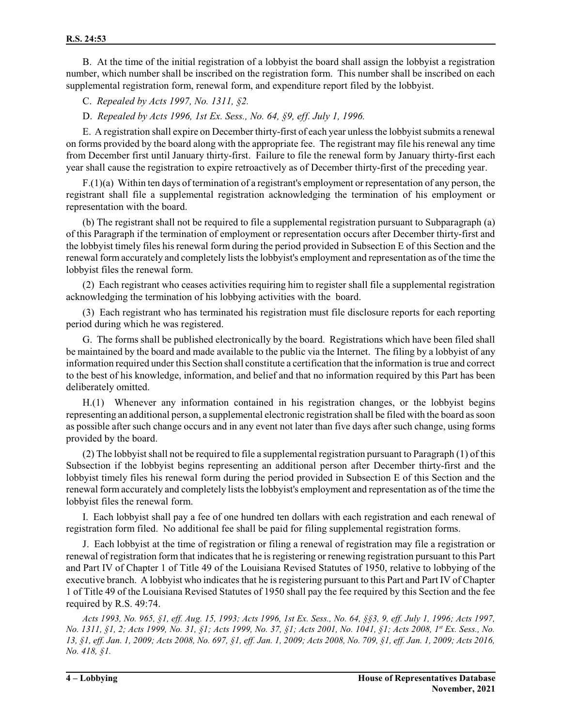B. At the time of the initial registration of a lobbyist the board shall assign the lobbyist a registration number, which number shall be inscribed on the registration form. This number shall be inscribed on each supplemental registration form, renewal form, and expenditure report filed by the lobbyist.

C. *Repealed by Acts 1997, No. 1311, §2.*

D. *Repealed by Acts 1996, 1st Ex. Sess., No. 64, §9, eff. July 1, 1996.*

E. A registration shall expire on December thirty-first of each year unless the lobbyist submits a renewal on forms provided by the board along with the appropriate fee. The registrant may file his renewal any time from December first until January thirty-first. Failure to file the renewal form by January thirty-first each year shall cause the registration to expire retroactively as of December thirty-first of the preceding year.

F.(1)(a) Within ten days of termination of a registrant's employment or representation of any person, the registrant shall file a supplemental registration acknowledging the termination of his employment or representation with the board.

(b) The registrant shall not be required to file a supplemental registration pursuant to Subparagraph (a) of this Paragraph if the termination of employment or representation occurs after December thirty-first and the lobbyist timely files his renewal form during the period provided in Subsection E of this Section and the renewal form accurately and completely lists the lobbyist's employment and representation as of the time the lobbyist files the renewal form.

(2) Each registrant who ceases activities requiring him to register shall file a supplemental registration acknowledging the termination of his lobbying activities with the board.

(3) Each registrant who has terminated his registration must file disclosure reports for each reporting period during which he was registered.

G. The forms shall be published electronically by the board. Registrations which have been filed shall be maintained by the board and made available to the public via the Internet. The filing by a lobbyist of any information required under this Section shall constitute a certification that the information is true and correct to the best of his knowledge, information, and belief and that no information required by this Part has been deliberately omitted.

H.(1) Whenever any information contained in his registration changes, or the lobbyist begins representing an additional person, a supplemental electronic registration shall be filed with the board as soon as possible after such change occurs and in any event not later than five days after such change, using forms provided by the board.

(2) The lobbyist shall not be required to file a supplemental registration pursuant to Paragraph (1) of this Subsection if the lobbyist begins representing an additional person after December thirty-first and the lobbyist timely files his renewal form during the period provided in Subsection E of this Section and the renewal form accurately and completely lists the lobbyist's employment and representation as of the time the lobbyist files the renewal form.

I. Each lobbyist shall pay a fee of one hundred ten dollars with each registration and each renewal of registration form filed. No additional fee shall be paid for filing supplemental registration forms.

J. Each lobbyist at the time of registration or filing a renewal of registration may file a registration or renewal of registration form that indicates that he is registering or renewing registration pursuant to this Part and Part IV of Chapter 1 of Title 49 of the Louisiana Revised Statutes of 1950, relative to lobbying of the executive branch. A lobbyist who indicates that he is registering pursuant to this Part and Part IV of Chapter 1 of Title 49 of the Louisiana Revised Statutes of 1950 shall pay the fee required by this Section and the fee required by R.S. 49:74.

*Acts 1993, No. 965, §1, eff. Aug. 15, 1993; Acts 1996, 1st Ex. Sess., No. 64, §§3, 9, eff. July 1, 1996; Acts 1997, No. 1311, §1, 2; Acts 1999, No. 31, §1; Acts 1999, No. 37, §1; Acts 2001, No. 1041, §1; Acts 2008, 1st Ex. Sess., No. 13, §1, eff. Jan. 1, 2009; Acts 2008, No. 697, §1, eff. Jan. 1, 2009; Acts 2008, No. 709, §1, eff. Jan. 1, 2009; Acts 2016, No. 418, §1.*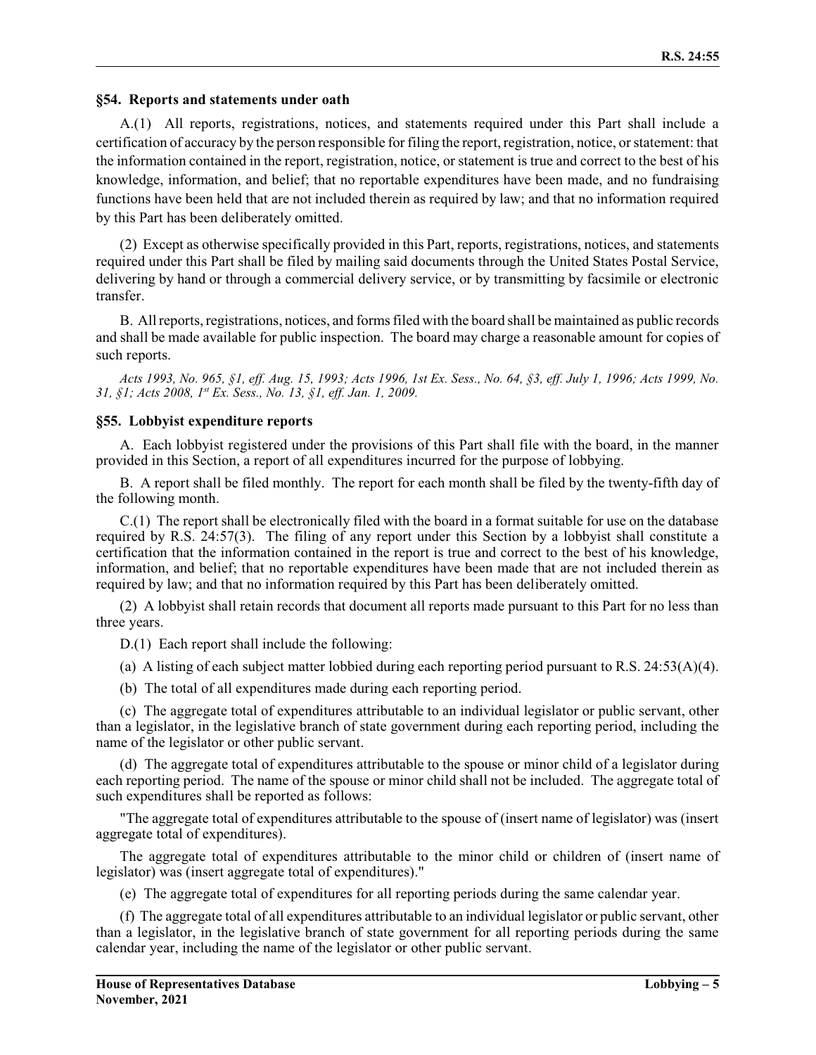### §54. Reports and statements under oath

A.(1) All reports, registrations, notices, and statements required under this Part shall include a certification of accuracy by the person responsible for filing the report, registration, notice, or statement: that the information contained in the report, registration, notice, or statement is true and correct to the best of his knowledge, information, and belief; that no reportable expenditures have been made, and no fundraising functions have been held that are not included therein as required by law; and that no information required by this Part has been deliberately omitted.

(2) Except as otherwise specifically provided in this Part, reports, registrations, notices, and statements required under this Part shall be filed by mailing said documents through the United States Postal Service, delivering by hand or through a commercial delivery service, or by transmitting by facsimile or electronic transfer.

B. All reports, registrations, notices, and forms filed with the board shall be maintained as public records and shall be made available for public inspection. The board may charge a reasonable amount for copies of such reports.

*Acts 1993, No. 965, §1, eff. Aug. 15, 1993; Acts 1996, 1st Ex. Sess., No. 64, §3, eff. July 1, 1996; Acts 1999, No. 31, §1; Acts 2008, 1st Ex. Sess., No. 13, §1, eff. Jan. 1, 2009.*

### §55. Lobbyist expenditure reports

A. Each lobbyist registered under the provisions of this Part shall file with the board, in the manner provided in this Section, a report of all expenditures incurred for the purpose of lobbying.

B. A report shall be filed monthly. The report for each month shall be filed by the twenty-fifth day of the following month.

C.(1) The report shall be electronically filed with the board in a format suitable for use on the database required by R.S. 24:57(3). The filing of any report under this Section by a lobbyist shall constitute a certification that the information contained in the report is true and correct to the best of his knowledge, information, and belief; that no reportable expenditures have been made that are not included therein as required by law; and that no information required by this Part has been deliberately omitted.

(2) A lobbyist shall retain records that document all reports made pursuant to this Part for no less than three years.

D.(1) Each report shall include the following:

(a) A listing of each subject matter lobbied during each reporting period pursuant to R.S. 24:53(A)(4).

(b) The total of all expenditures made during each reporting period.

(c) The aggregate total of expenditures attributable to an individual legislator or public servant, other than a legislator, in the legislative branch of state government during each reporting period, including the name of the legislator or other public servant.

(d) The aggregate total of expenditures attributable to the spouse or minor child of a legislator during each reporting period. The name of the spouse or minor child shall not be included. The aggregate total of such expenditures shall be reported as follows:

"The aggregate total of expenditures attributable to the spouse of (insert name of legislator) was (insert aggregate total of expenditures).

The aggregate total of expenditures attributable to the minor child or children of (insert name of legislator) was (insert aggregate total of expenditures)."

(e) The aggregate total of expenditures for all reporting periods during the same calendar year.

(f) The aggregate total of all expenditures attributable to an individual legislator or public servant, other than a legislator, in the legislative branch of state government for all reporting periods during the same calendar year, including the name of the legislator or other public servant.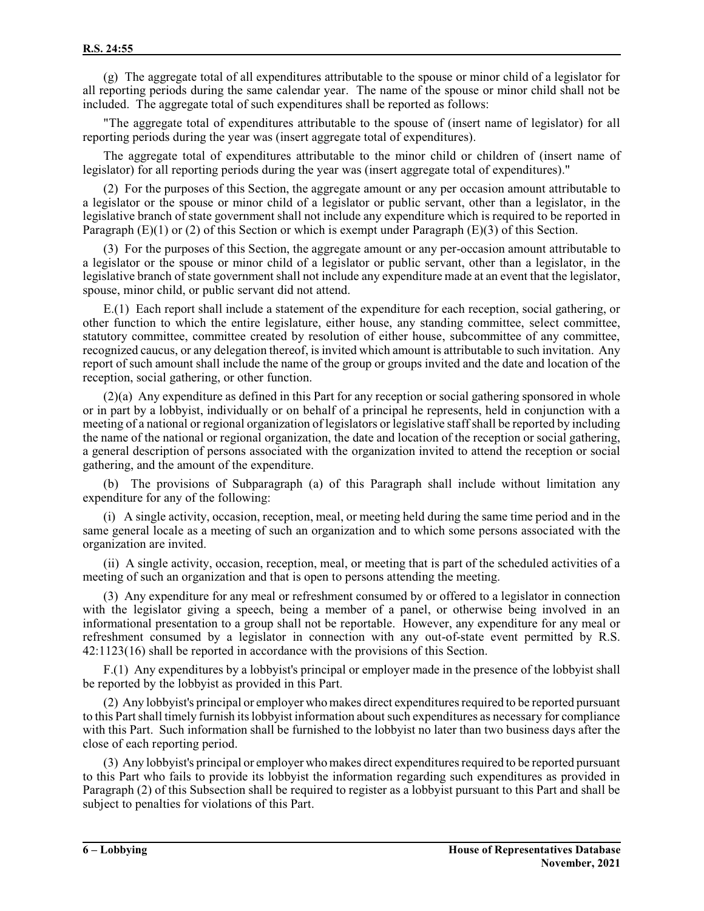(g) The aggregate total of all expenditures attributable to the spouse or minor child of a legislator for all reporting periods during the same calendar year. The name of the spouse or minor child shall not be included. The aggregate total of such expenditures shall be reported as follows:

"The aggregate total of expenditures attributable to the spouse of (insert name of legislator) for all reporting periods during the year was (insert aggregate total of expenditures).

The aggregate total of expenditures attributable to the minor child or children of (insert name of legislator) for all reporting periods during the year was (insert aggregate total of expenditures)."

(2) For the purposes of this Section, the aggregate amount or any per occasion amount attributable to a legislator or the spouse or minor child of a legislator or public servant, other than a legislator, in the legislative branch of state government shall not include any expenditure which is required to be reported in Paragraph (E)(1) or (2) of this Section or which is exempt under Paragraph (E)(3) of this Section.

(3) For the purposes of this Section, the aggregate amount or any per-occasion amount attributable to a legislator or the spouse or minor child of a legislator or public servant, other than a legislator, in the legislative branch of state government shall not include any expenditure made at an event that the legislator, spouse, minor child, or public servant did not attend.

E.(1) Each report shall include a statement of the expenditure for each reception, social gathering, or other function to which the entire legislature, either house, any standing committee, select committee, statutory committee, committee created by resolution of either house, subcommittee of any committee, recognized caucus, or any delegation thereof, is invited which amount is attributable to such invitation. Any report of such amount shall include the name of the group or groups invited and the date and location of the reception, social gathering, or other function.

(2)(a) Any expenditure as defined in this Part for any reception or social gathering sponsored in whole or in part by a lobbyist, individually or on behalf of a principal he represents, held in conjunction with a meeting of a national or regional organization of legislators or legislative staff shall be reported by including the name of the national or regional organization, the date and location of the reception or social gathering, a general description of persons associated with the organization invited to attend the reception or social gathering, and the amount of the expenditure.

(b) The provisions of Subparagraph (a) of this Paragraph shall include without limitation any expenditure for any of the following:

(i) A single activity, occasion, reception, meal, or meeting held during the same time period and in the same general locale as a meeting of such an organization and to which some persons associated with the organization are invited.

(ii) A single activity, occasion, reception, meal, or meeting that is part of the scheduled activities of a meeting of such an organization and that is open to persons attending the meeting.

(3) Any expenditure for any meal or refreshment consumed by or offered to a legislator in connection with the legislator giving a speech, being a member of a panel, or otherwise being involved in an informational presentation to a group shall not be reportable. However, any expenditure for any meal or refreshment consumed by a legislator in connection with any out-of-state event permitted by R.S. 42:1123(16) shall be reported in accordance with the provisions of this Section.

F.(1) Any expenditures by a lobbyist's principal or employer made in the presence of the lobbyist shall be reported by the lobbyist as provided in this Part.

(2) Any lobbyist's principal or employer who makes direct expenditures required to be reported pursuant to this Part shall timely furnish its lobbyist information about such expenditures as necessary for compliance with this Part. Such information shall be furnished to the lobbyist no later than two business days after the close of each reporting period.

(3) Any lobbyist's principal or employer who makes direct expenditures required to be reported pursuant to this Part who fails to provide its lobbyist the information regarding such expenditures as provided in Paragraph (2) of this Subsection shall be required to register as a lobbyist pursuant to this Part and shall be subject to penalties for violations of this Part.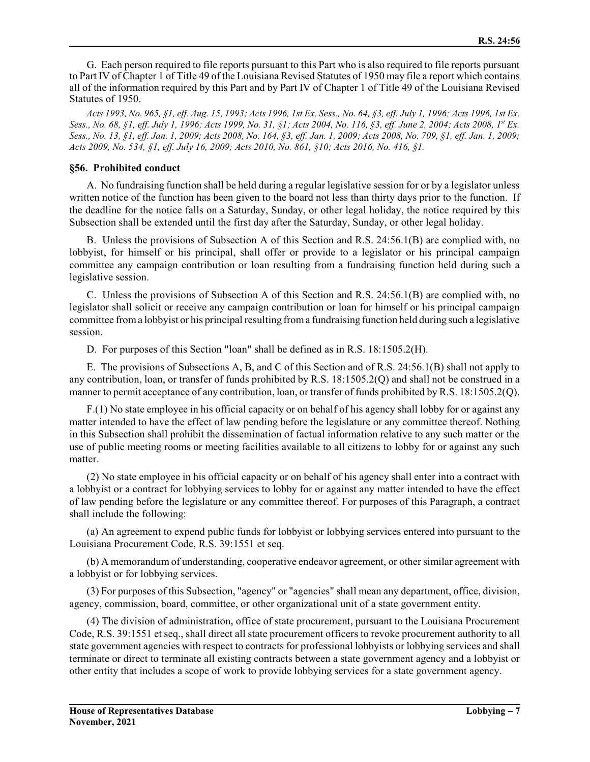G. Each person required to file reports pursuant to this Part who is also required to file reports pursuant to Part IV of Chapter 1 of Title 49 of the Louisiana Revised Statutes of 1950 may file a report which contains all of the information required by this Part and by Part IV of Chapter 1 of Title 49 of the Louisiana Revised Statutes of 1950.

*Acts 1993, No. 965, §1, eff. Aug. 15, 1993; Acts 1996, 1st Ex. Sess., No. 64, §3, eff. July 1, 1996; Acts 1996, 1st Ex. Sess., No. 68, §1, eff. July 1, 1996; Acts 1999, No. 31, §1; Acts 2004, No. 116, §3, eff. June 2, 2004; Acts 2008, 1st Ex. Sess., No. 13, §1, eff. Jan. 1, 2009; Acts 2008, No. 164, §3, eff. Jan. 1, 2009; Acts 2008, No. 709, §1, eff. Jan. 1, 2009; Acts 2009, No. 534, §1, eff. July 16, 2009; Acts 2010, No. 861, §10; Acts 2016, No. 416, §1.*

### §56. Prohibited conduct

A. No fundraising function shall be held during a regular legislative session for or by a legislator unless written notice of the function has been given to the board not less than thirty days prior to the function. If the deadline for the notice falls on a Saturday, Sunday, or other legal holiday, the notice required by this Subsection shall be extended until the first day after the Saturday, Sunday, or other legal holiday.

B. Unless the provisions of Subsection A of this Section and R.S. 24:56.1(B) are complied with, no lobbyist, for himself or his principal, shall offer or provide to a legislator or his principal campaign committee any campaign contribution or loan resulting from a fundraising function held during such a legislative session.

C. Unless the provisions of Subsection A of this Section and R.S. 24:56.1(B) are complied with, no legislator shall solicit or receive any campaign contribution or loan for himself or his principal campaign committee from a lobbyist or his principal resulting from a fundraising function held during such a legislative session.

D. For purposes of this Section "loan" shall be defined as in R.S. 18:1505.2(H).

E. The provisions of Subsections A, B, and C of this Section and of R.S. 24:56.1(B) shall not apply to any contribution, loan, or transfer of funds prohibited by R.S. 18:1505.2(Q) and shall not be construed in a manner to permit acceptance of any contribution, loan, or transfer of funds prohibited by R.S. 18:1505.2(Q).

F.(1) No state employee in his official capacity or on behalf of his agency shall lobby for or against any matter intended to have the effect of law pending before the legislature or any committee thereof. Nothing in this Subsection shall prohibit the dissemination of factual information relative to any such matter or the use of public meeting rooms or meeting facilities available to all citizens to lobby for or against any such matter.

(2) No state employee in his official capacity or on behalf of his agency shall enter into a contract with a lobbyist or a contract for lobbying services to lobby for or against any matter intended to have the effect of law pending before the legislature or any committee thereof. For purposes of this Paragraph, a contract shall include the following:

(a) An agreement to expend public funds for lobbyist or lobbying services entered into pursuant to the Louisiana Procurement Code, R.S. 39:1551 et seq.

(b) A memorandum of understanding, cooperative endeavor agreement, or other similar agreement with a lobbyist or for lobbying services.

(3) For purposes of this Subsection, "agency" or "agencies" shall mean any department, office, division, agency, commission, board, committee, or other organizational unit of a state government entity.

(4) The division of administration, office of state procurement, pursuant to the Louisiana Procurement Code, R.S. 39:1551 et seq., shall direct all state procurement officers to revoke procurement authority to all state government agencies with respect to contracts for professional lobbyists or lobbying services and shall terminate or direct to terminate all existing contracts between a state government agency and a lobbyist or other entity that includes a scope of work to provide lobbying services for a state government agency.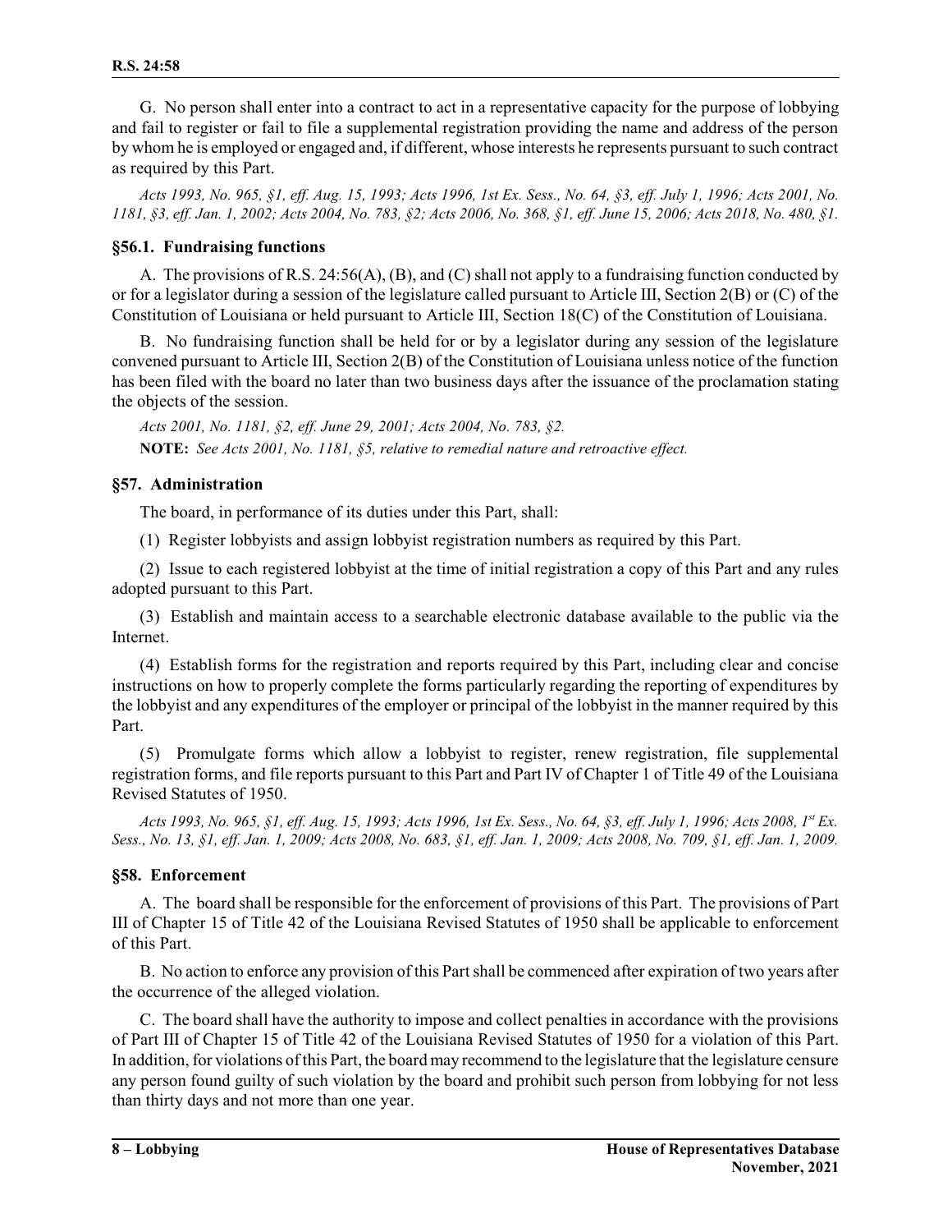G. No person shall enter into a contract to act in a representative capacity for the purpose of lobbying and fail to register or fail to file a supplemental registration providing the name and address of the person by whom he is employed or engaged and, if different, whose interests he represents pursuant to such contract as required by this Part.

*Acts 1993, No. 965, §1, eff. Aug. 15, 1993; Acts 1996, 1st Ex. Sess., No. 64, §3, eff. July 1, 1996; Acts 2001, No. 1181, §3, eff. Jan. 1, 2002; Acts 2004, No. 783, §2; Acts 2006, No. 368, §1, eff. June 15, 2006; Acts 2018, No. 480, §1.*

### §56.1. Fundraising functions

A. The provisions of R.S. 24:56(A), (B), and (C) shall not apply to a fundraising function conducted by or for a legislator during a session of the legislature called pursuant to Article III, Section 2(B) or (C) of the Constitution of Louisiana or held pursuant to Article III, Section 18(C) of the Constitution of Louisiana.

B. No fundraising function shall be held for or by a legislator during any session of the legislature convened pursuant to Article III, Section 2(B) of the Constitution of Louisiana unless notice of the function has been filed with the board no later than two business days after the issuance of the proclamation stating the objects of the session.

*Acts 2001, No. 1181, §2, eff. June 29, 2001; Acts 2004, No. 783, §2.*

**NOTE:** *See Acts 2001, No. 1181, §5, relative to remedial nature and retroactive effect.*

### §57. Administration

The board, in performance of its duties under this Part, shall:

(1) Register lobbyists and assign lobbyist registration numbers as required by this Part.

(2) Issue to each registered lobbyist at the time of initial registration a copy of this Part and any rules adopted pursuant to this Part.

(3) Establish and maintain access to a searchable electronic database available to the public via the Internet.

(4) Establish forms for the registration and reports required by this Part, including clear and concise instructions on how to properly complete the forms particularly regarding the reporting of expenditures by the lobbyist and any expenditures of the employer or principal of the lobbyist in the manner required by this Part.

(5) Promulgate forms which allow a lobbyist to register, renew registration, file supplemental registration forms, and file reports pursuant to this Part and Part IV of Chapter 1 of Title 49 of the Louisiana Revised Statutes of 1950.

*Acts 1993, No. 965, §1, eff. Aug. 15, 1993; Acts 1996, 1st Ex. Sess., No. 64, §3, eff. July 1, 1996; Acts 2008, 1st Ex. Sess., No. 13, §1, eff. Jan. 1, 2009; Acts 2008, No. 683, §1, eff. Jan. 1, 2009; Acts 2008, No. 709, §1, eff. Jan. 1, 2009.*

### §58. Enforcement

A. The board shall be responsible for the enforcement of provisions of this Part. The provisions of Part III of Chapter 15 of Title 42 of the Louisiana Revised Statutes of 1950 shall be applicable to enforcement of this Part.

B. No action to enforce any provision of this Part shall be commenced after expiration of two years after the occurrence of the alleged violation.

C. The board shall have the authority to impose and collect penalties in accordance with the provisions of Part III of Chapter 15 of Title 42 of the Louisiana Revised Statutes of 1950 for a violation of this Part. In addition, for violations of this Part, the board may recommend to the legislature that the legislature censure any person found guilty of such violation by the board and prohibit such person from lobbying for not less than thirty days and not more than one year.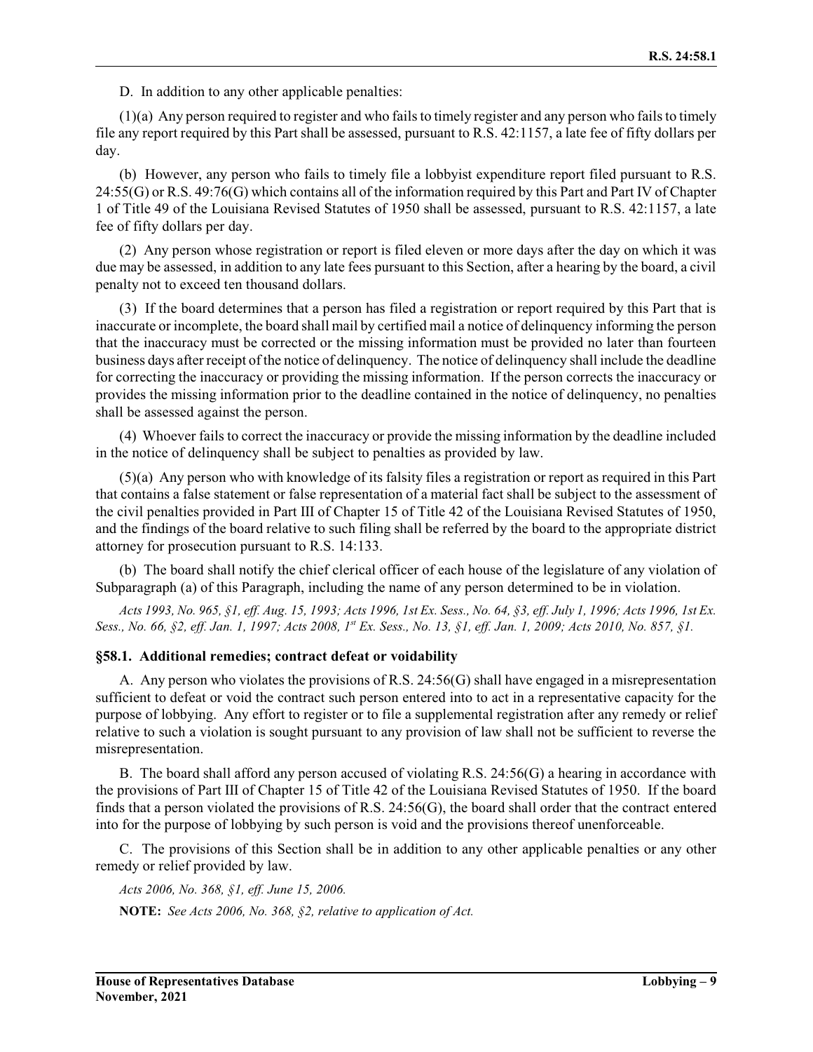D. In addition to any other applicable penalties:

(1)(a) Any person required to register and who fails to timely register and any person who fails to timely file any report required by this Part shall be assessed, pursuant to R.S. 42:1157, a late fee of fifty dollars per day.

(b) However, any person who fails to timely file a lobbyist expenditure report filed pursuant to R.S. 24:55(G) or R.S. 49:76(G) which contains all of the information required by this Part and Part IV of Chapter 1 of Title 49 of the Louisiana Revised Statutes of 1950 shall be assessed, pursuant to R.S. 42:1157, a late fee of fifty dollars per day.

(2) Any person whose registration or report is filed eleven or more days after the day on which it was due may be assessed, in addition to any late fees pursuant to this Section, after a hearing by the board, a civil penalty not to exceed ten thousand dollars.

(3) If the board determines that a person has filed a registration or report required by this Part that is inaccurate or incomplete, the board shall mail by certified mail a notice of delinquency informing the person that the inaccuracy must be corrected or the missing information must be provided no later than fourteen business days after receipt of the notice of delinquency. The notice of delinquency shall include the deadline for correcting the inaccuracy or providing the missing information. If the person corrects the inaccuracy or provides the missing information prior to the deadline contained in the notice of delinquency, no penalties shall be assessed against the person.

(4) Whoever fails to correct the inaccuracy or provide the missing information by the deadline included in the notice of delinquency shall be subject to penalties as provided by law.

(5)(a) Any person who with knowledge of its falsity files a registration or report as required in this Part that contains a false statement or false representation of a material fact shall be subject to the assessment of the civil penalties provided in Part III of Chapter 15 of Title 42 of the Louisiana Revised Statutes of 1950, and the findings of the board relative to such filing shall be referred by the board to the appropriate district attorney for prosecution pursuant to R.S. 14:133.

(b) The board shall notify the chief clerical officer of each house of the legislature of any violation of Subparagraph (a) of this Paragraph, including the name of any person determined to be in violation.

*Acts 1993, No. 965, §1, eff. Aug. 15, 1993; Acts 1996, 1st Ex. Sess., No. 64, §3, eff. July 1, 1996; Acts 1996, 1st Ex. Sess., No. 66, §2, eff. Jan. 1, 1997; Acts 2008, 1st Ex. Sess., No. 13, §1, eff. Jan. 1, 2009; Acts 2010, No. 857, §1.*

### §58.1. Additional remedies; contract defeat or voidability

A. Any person who violates the provisions of R.S. 24:56(G) shall have engaged in a misrepresentation sufficient to defeat or void the contract such person entered into to act in a representative capacity for the purpose of lobbying. Any effort to register or to file a supplemental registration after any remedy or relief relative to such a violation is sought pursuant to any provision of law shall not be sufficient to reverse the misrepresentation.

B. The board shall afford any person accused of violating R.S. 24:56(G) a hearing in accordance with the provisions of Part III of Chapter 15 of Title 42 of the Louisiana Revised Statutes of 1950. If the board finds that a person violated the provisions of R.S. 24:56(G), the board shall order that the contract entered into for the purpose of lobbying by such person is void and the provisions thereof unenforceable.

C. The provisions of this Section shall be in addition to any other applicable penalties or any other remedy or relief provided by law.

*Acts 2006, No. 368, §1, eff. June 15, 2006.*

**NOTE:** *See Acts 2006, No. 368, §2, relative to application of Act.*